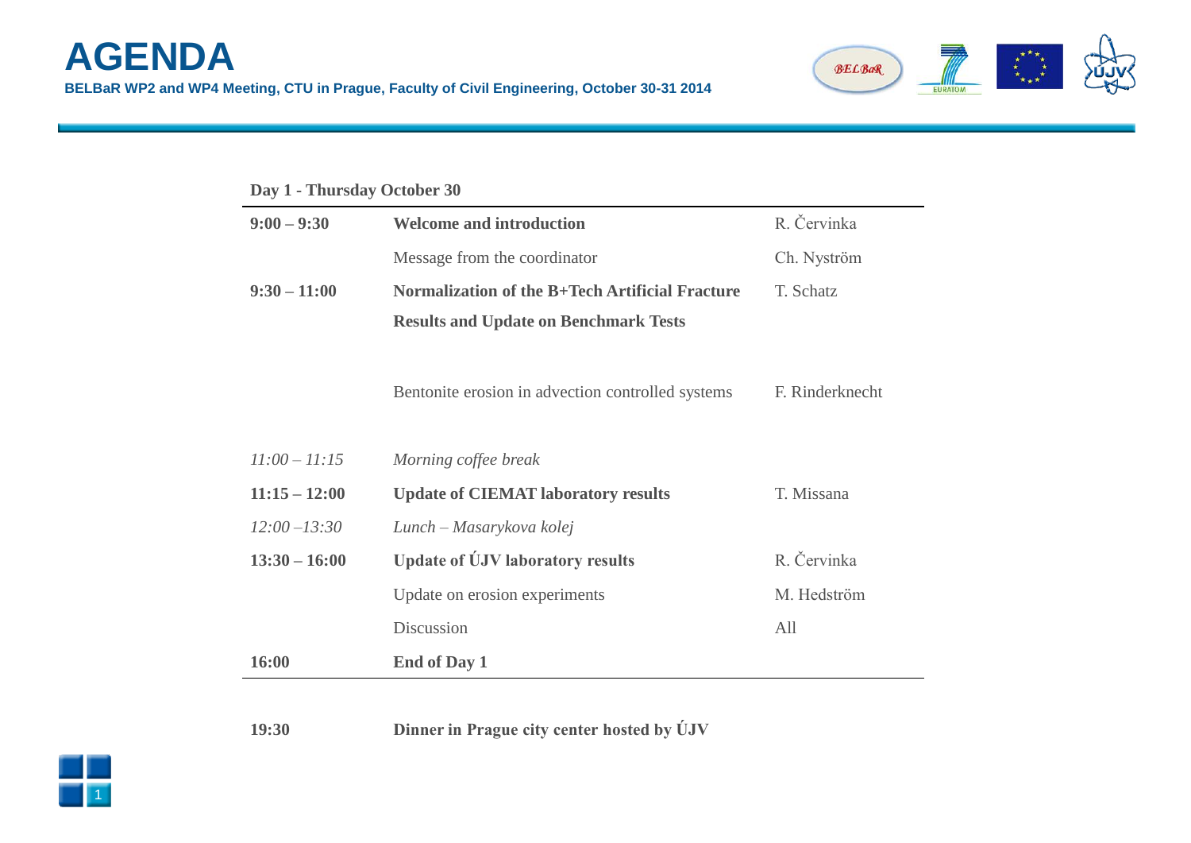# AGENDA

**BELBaR WP2 and WP4 Meeting, CTU in Prague, Faculty of Civil Engineering, October 30-31 2014**

**Day 1 - Thursday October 30**

| | | |
|---|---|---|
| **9:00 – 9:30** | **Welcome and introduction** | R. Červinka |
| | Message from the coordinator | Ch. Nyström |
| **9:30 – 11:00** | **Normalization of the B+Tech Artificial Fracture Results and Update on Benchmark Tests** | T. Schatz |
| | Bentonite erosion in advection controlled systems | F. Rinderknecht |
| *11:00 – 11:15* | *Morning coffee break* | |
| **11:15 – 12:00** | **Update of CIEMAT laboratory results** | T. Missana |
| *12:00 –13:30* | *Lunch – Masarykova kolej* | |
| **13:30 – 16:00** | **Update of ÚJV laboratory results** | R. Červinka |
| | Update on erosion experiments | M. Hedström |
| | Discussion | All |
| **16:00** | **End of Day 1** | |

**19:30** **Dinner in Prague city center hosted by ÚJV**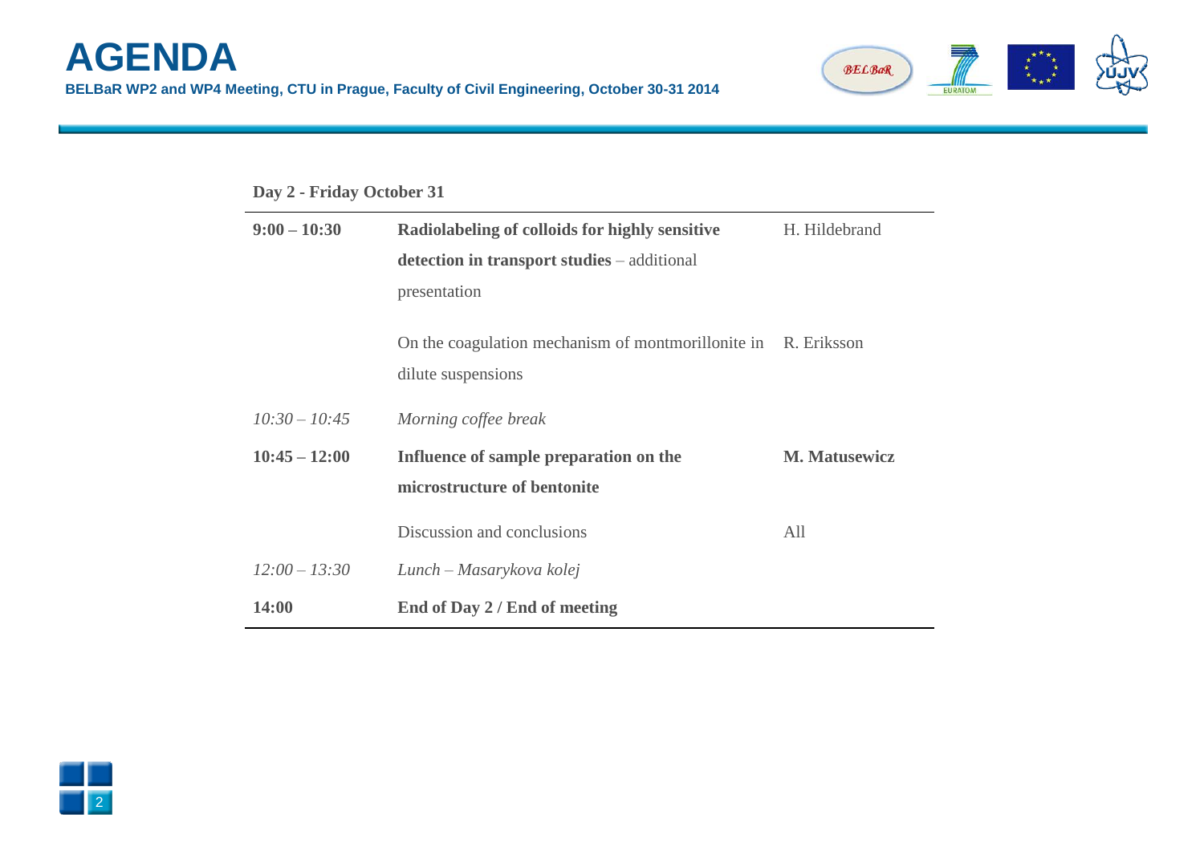# AGENDA

**BELBaR WP2 and WP4 Meeting, CTU in Prague, Faculty of Civil Engineering, October 30-31 2014**

**Day 2 - Friday October 31**

| | | |
|---|---|---|
| **9:00 – 10:30** | **Radiolabeling of colloids for highly sensitive detection in transport studies** – additional presentation | H. Hildebrand |
| | On the coagulation mechanism of montmorillonite in dilute suspensions | R. Eriksson |
| *10:30 – 10:45* | *Morning coffee break* | |
| **10:45 – 12:00** | **Influence of sample preparation on the microstructure of bentonite** | **M. Matusewicz** |
| | Discussion and conclusions | All |
| *12:00 – 13:30* | *Lunch – Masarykova kolej* | |
| **14:00** | **End of Day 2 / End of meeting** | |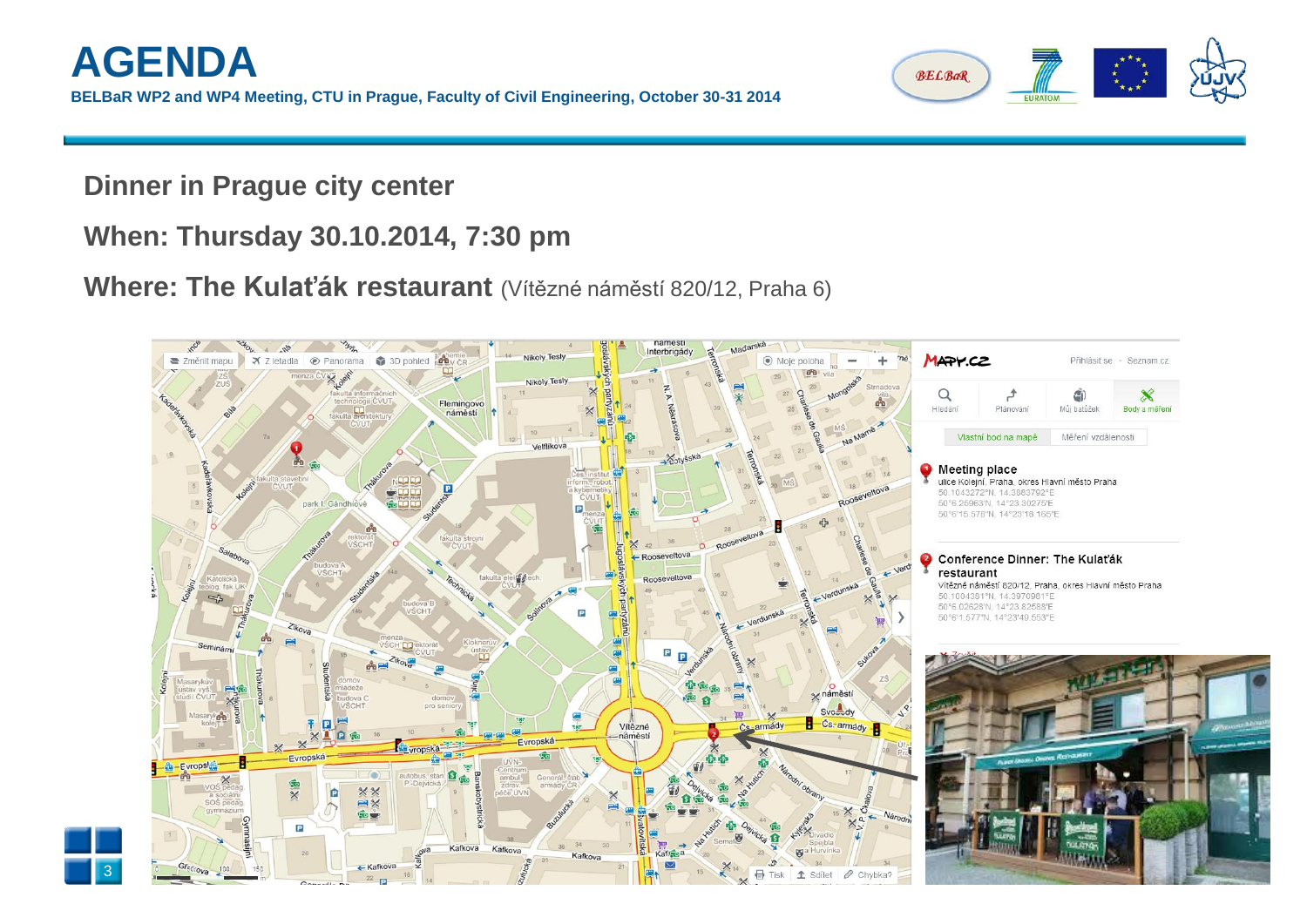# AGENDA

**BELBaR WP2 and WP4 Meeting, CTU in Prague, Faculty of Civil Engineering, October 30-31 2014**

## Dinner in Prague city center

## When: Thursday 30.10.2014, 7:30 pm

## Where: The Kulaťák restaurant (Vítězné náměstí 820/12, Praha 6)

**Meeting place**
ulice Kolejní, Praha, okres Hlavní město Praha
50.1043272°N, 14.3863792°E
50°6.25963'N, 14°23.30275'E
50°6'15.578"N, 14°23'18.165"E

**Conference Dinner: The Kulaťák restaurant**
Vítězné náměstí 820/12, Praha, okres Hlavní město Praha
50.1004381°N, 14.3970961°E
50°6.02628'N, 14°23.82588'E
50°6'1.577"N, 14°23'49.553"E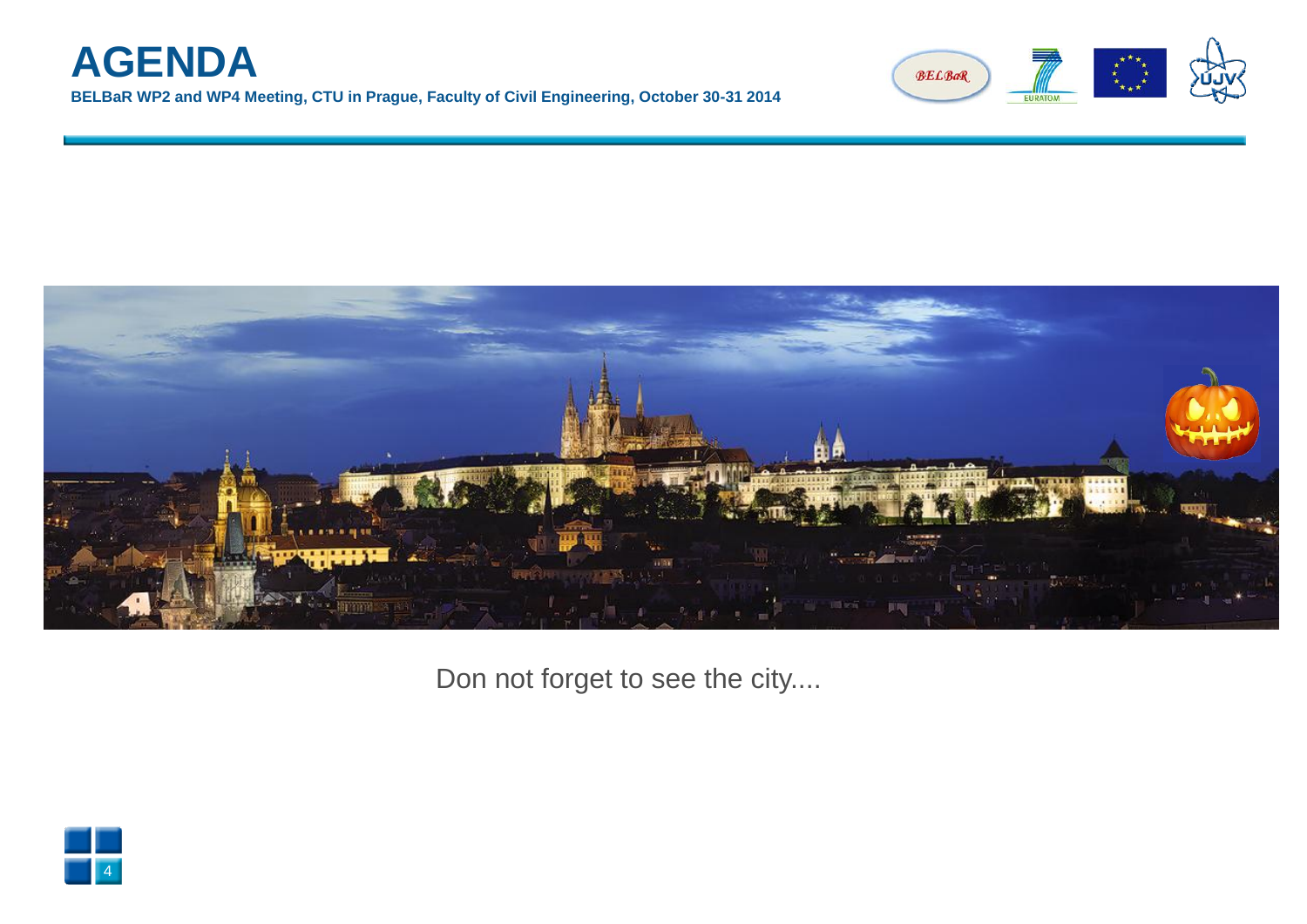# AGENDA

**BELBaR WP2 and WP4 Meeting, CTU in Prague, Faculty of Civil Engineering, October 30-31 2014**

Don not forget to see the city....